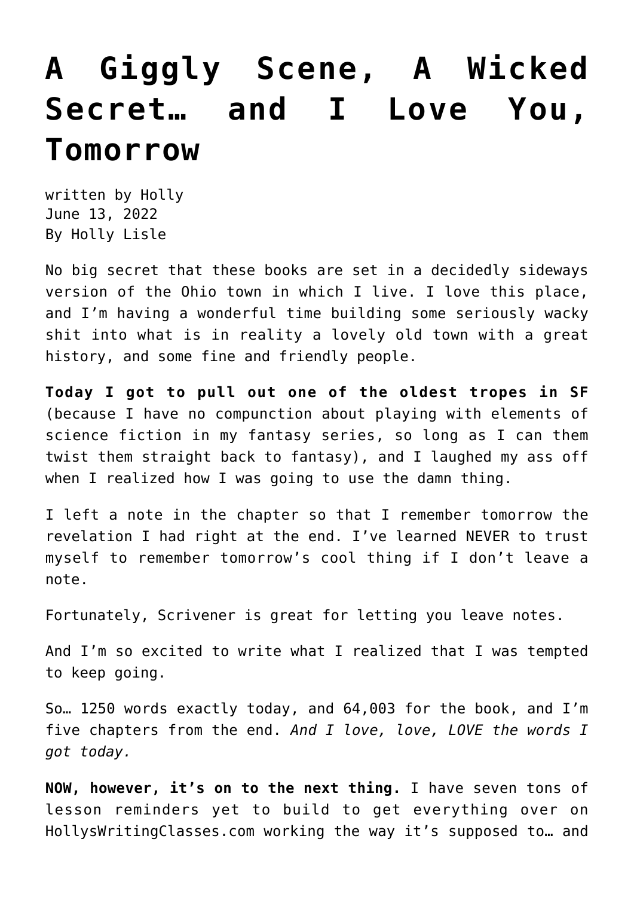# A Giggly Scene, A Wicked Secret… and I Love You, Tomorrow

written by Holly
June 13, 2022
By Holly Lisle

No big secret that these books are set in a decidedly sideways version of the Ohio town in which I live. I love this place, and I'm having a wonderful time building some seriously wacky shit into what is in reality a lovely old town with a great history, and some fine and friendly people.

**Today I got to pull out one of the oldest tropes in SF** (because I have no compunction about playing with elements of science fiction in my fantasy series, so long as I can them twist them straight back to fantasy), and I laughed my ass off when I realized how I was going to use the damn thing.

I left a note in the chapter so that I remember tomorrow the revelation I had right at the end. I've learned NEVER to trust myself to remember tomorrow's cool thing if I don't leave a note.

Fortunately, Scrivener is great for letting you leave notes.

And I'm so excited to write what I realized that I was tempted to keep going.

So… 1250 words exactly today, and 64,003 for the book, and I'm five chapters from the end. *And I love, love, LOVE the words I got today.*

**NOW, however, it's on to the next thing.** I have seven tons of lesson reminders yet to build to get everything over on HollysWritingClasses.com working the way it's supposed to… and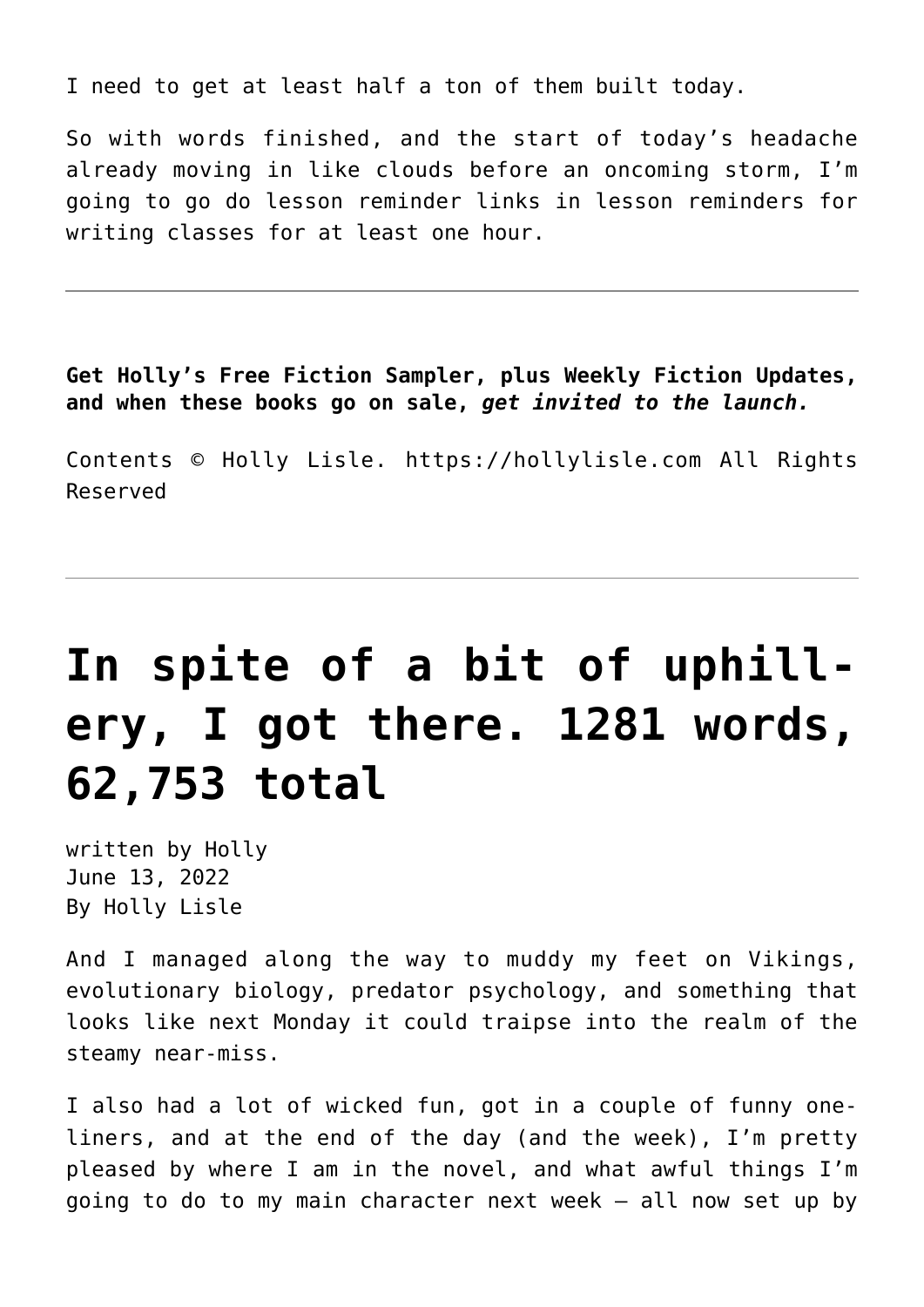I need to get at least half a ton of them built today.

So with words finished, and the start of today's headache already moving in like clouds before an oncoming storm, I'm going to go do lesson reminder links in lesson reminders for writing classes for at least one hour.

---

**Get Holly's Free Fiction Sampler, plus Weekly Fiction Updates, and when these books go on sale, *get invited to the launch.***

Contents © Holly Lisle. https://hollylisle.com All Rights Reserved

---

# In spite of a bit of uphill-ery, I got there. 1281 words, 62,753 total

written by Holly
June 13, 2022
By Holly Lisle

And I managed along the way to muddy my feet on Vikings, evolutionary biology, predator psychology, and something that looks like next Monday it could traipse into the realm of the steamy near-miss.

I also had a lot of wicked fun, got in a couple of funny one-liners, and at the end of the day (and the week), I'm pretty pleased by where I am in the novel, and what awful things I'm going to do to my main character next week — all now set up by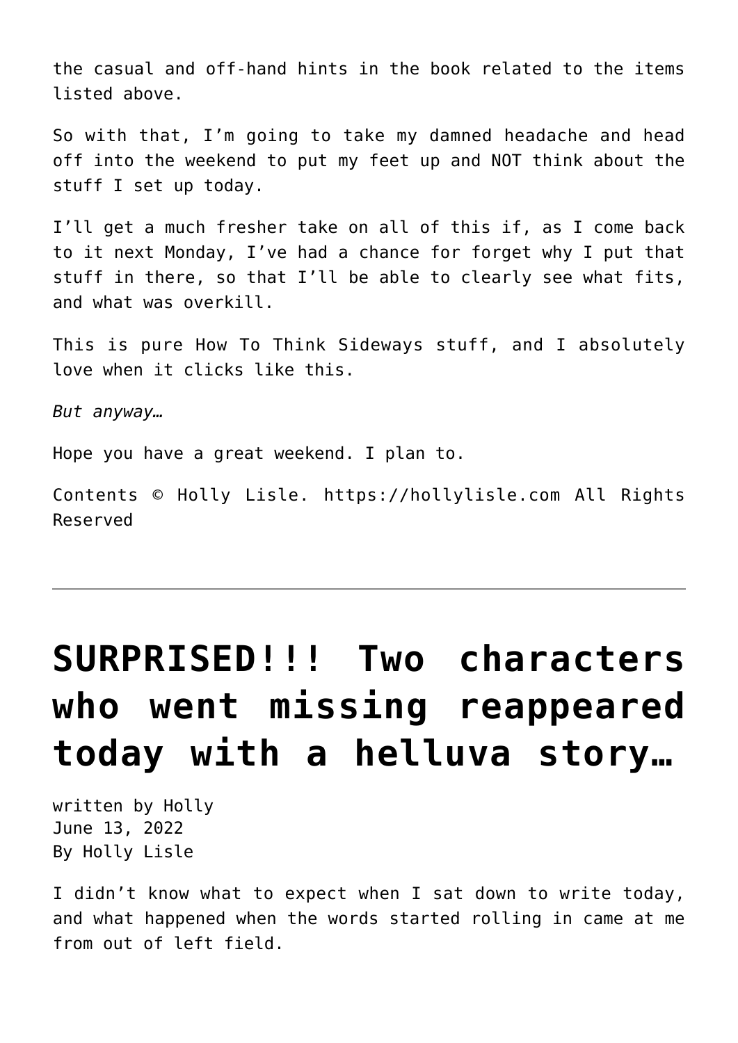the casual and off-hand hints in the book related to the items listed above.

So with that, I'm going to take my damned headache and head off into the weekend to put my feet up and NOT think about the stuff I set up today.

I'll get a much fresher take on all of this if, as I come back to it next Monday, I've had a chance for forget why I put that stuff in there, so that I'll be able to clearly see what fits, and what was overkill.

This is pure How To Think Sideways stuff, and I absolutely love when it clicks like this.

*But anyway…*

Hope you have a great weekend. I plan to.

Contents © Holly Lisle. https://hollylisle.com All Rights Reserved

---

# SURPRISED!!! Two characters who went missing reappeared today with a helluva story…

written by Holly
June 13, 2022
By Holly Lisle

I didn't know what to expect when I sat down to write today, and what happened when the words started rolling in came at me from out of left field.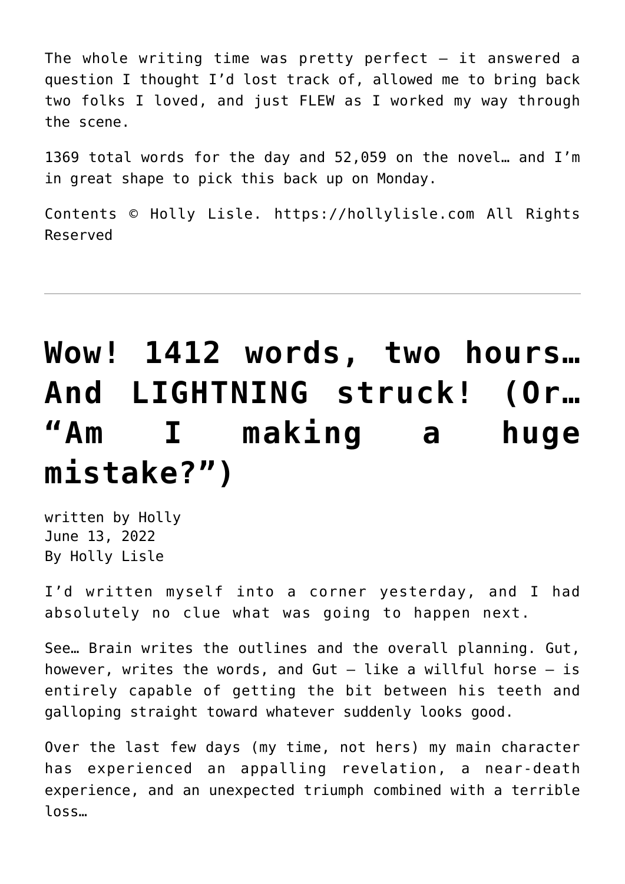The whole writing time was pretty perfect — it answered a question I thought I'd lost track of, allowed me to bring back two folks I loved, and just FLEW as I worked my way through the scene.

1369 total words for the day and 52,059 on the novel… and I'm in great shape to pick this back up on Monday.

Contents © Holly Lisle. https://hollylisle.com All Rights Reserved

---

# Wow! 1412 words, two hours… And LIGHTNING struck! (Or… "Am I making a huge mistake?")

written by Holly
June 13, 2022
By Holly Lisle

I'd written myself into a corner yesterday, and I had absolutely no clue what was going to happen next.

See… Brain writes the outlines and the overall planning. Gut, however, writes the words, and Gut — like a willful horse — is entirely capable of getting the bit between his teeth and galloping straight toward whatever suddenly looks good.

Over the last few days (my time, not hers) my main character has experienced an appalling revelation, a near-death experience, and an unexpected triumph combined with a terrible loss…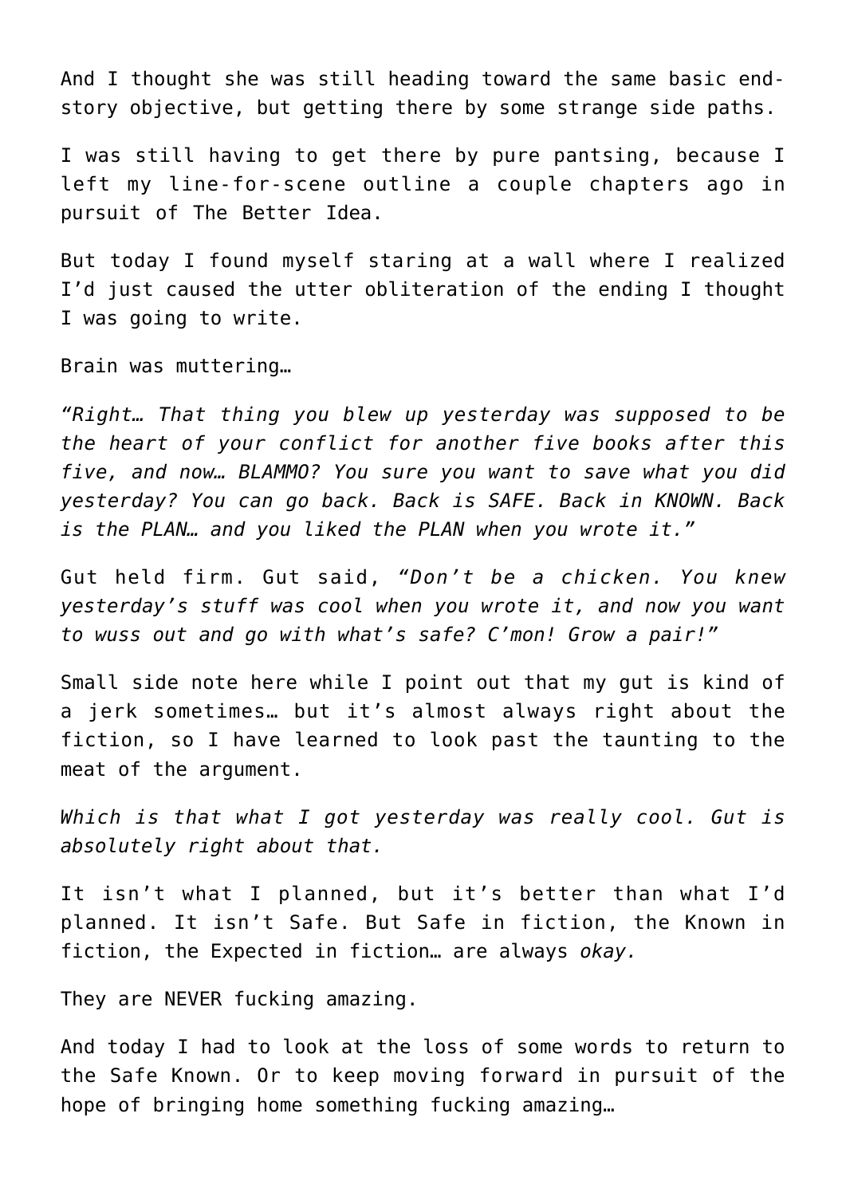And I thought she was still heading toward the same basic end-story objective, but getting there by some strange side paths.

I was still having to get there by pure pantsing, because I left my line-for-scene outline a couple chapters ago in pursuit of The Better Idea.

But today I found myself staring at a wall where I realized I'd just caused the utter obliteration of the ending I thought I was going to write.

Brain was muttering…

*"Right… That thing you blew up yesterday was supposed to be the heart of your conflict for another five books after this five, and now… BLAMMO? You sure you want to save what you did yesterday? You can go back. Back is SAFE. Back in KNOWN. Back is the PLAN… and you liked the PLAN when you wrote it."*

Gut held firm. Gut said, *"Don't be a chicken. You knew yesterday's stuff was cool when you wrote it, and now you want to wuss out and go with what's safe? C'mon! Grow a pair!"*

Small side note here while I point out that my gut is kind of a jerk sometimes… but it's almost always right about the fiction, so I have learned to look past the taunting to the meat of the argument.

*Which is that what I got yesterday was really cool. Gut is absolutely right about that.*

It isn't what I planned, but it's better than what I'd planned. It isn't Safe. But Safe in fiction, the Known in fiction, the Expected in fiction… are always *okay.*

They are NEVER fucking amazing.

And today I had to look at the loss of some words to return to the Safe Known. Or to keep moving forward in pursuit of the hope of bringing home something fucking amazing…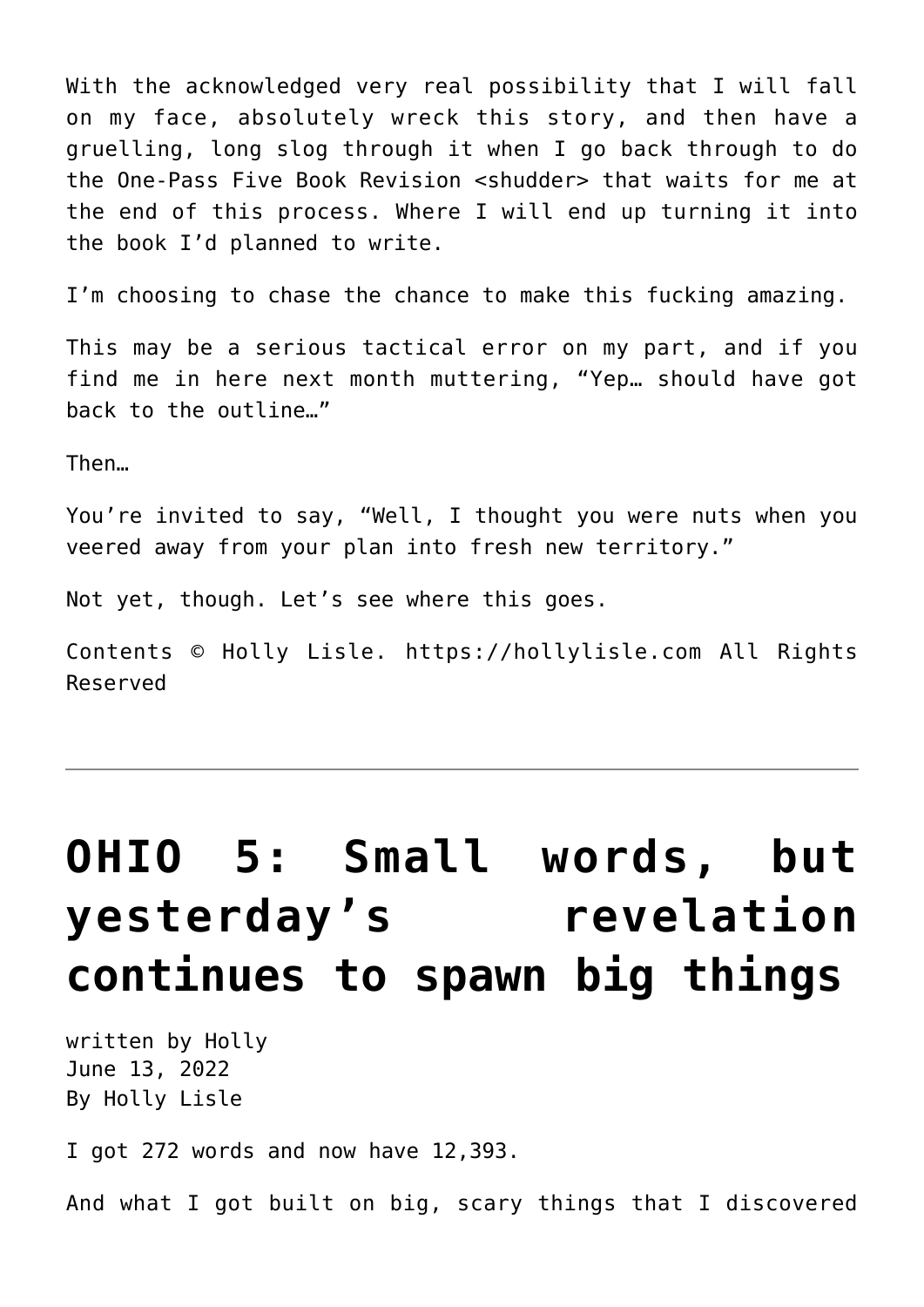With the acknowledged very real possibility that I will fall on my face, absolutely wreck this story, and then have a gruelling, long slog through it when I go back through to do the One-Pass Five Book Revision <shudder> that waits for me at the end of this process. Where I will end up turning it into the book I'd planned to write.

I'm choosing to chase the chance to make this fucking amazing.

This may be a serious tactical error on my part, and if you find me in here next month muttering, "Yep… should have got back to the outline…"

Then…

You're invited to say, "Well, I thought you were nuts when you veered away from your plan into fresh new territory."

Not yet, though. Let's see where this goes.

Contents © Holly Lisle. https://hollylisle.com All Rights Reserved

---

# OHIO 5: Small words, but yesterday's revelation continues to spawn big things

written by Holly
June 13, 2022
By Holly Lisle

I got 272 words and now have 12,393.

And what I got built on big, scary things that I discovered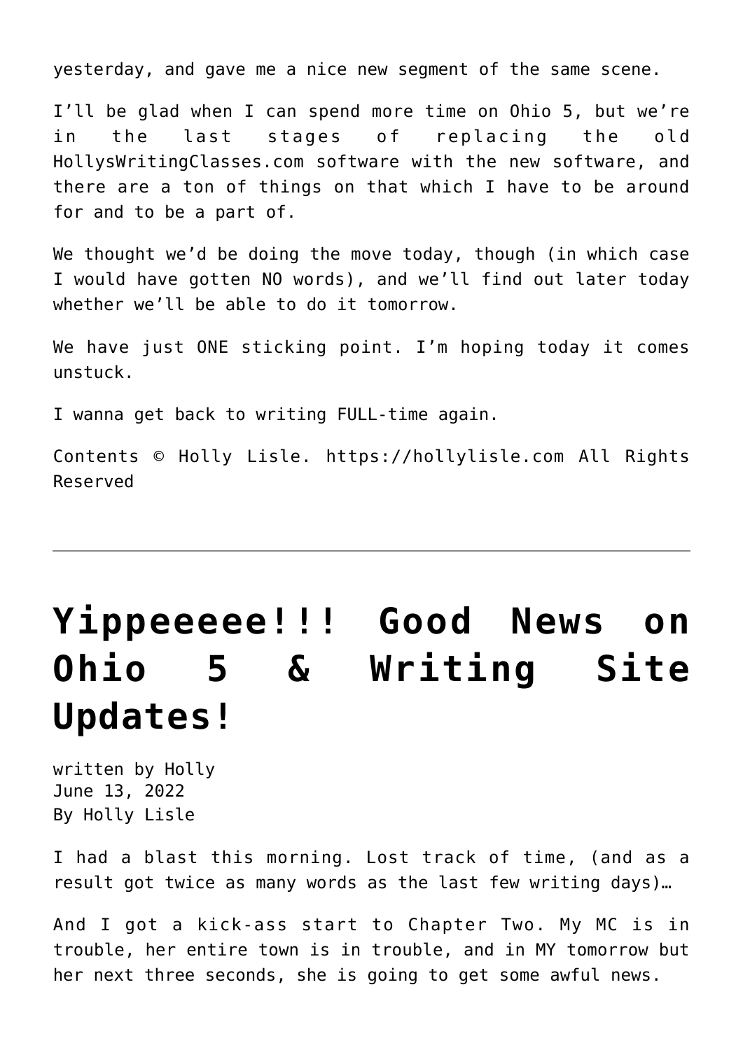yesterday, and gave me a nice new segment of the same scene.

I'll be glad when I can spend more time on Ohio 5, but we're in the last stages of replacing the old HollysWritingClasses.com software with the new software, and there are a ton of things on that which I have to be around for and to be a part of.

We thought we'd be doing the move today, though (in which case I would have gotten NO words), and we'll find out later today whether we'll be able to do it tomorrow.

We have just ONE sticking point. I'm hoping today it comes unstuck.

I wanna get back to writing FULL-time again.

Contents © Holly Lisle. https://hollylisle.com All Rights Reserved

---

# Yippeeeee!!! Good News on Ohio 5 & Writing Site Updates!

written by Holly
June 13, 2022
By Holly Lisle

I had a blast this morning. Lost track of time, (and as a result got twice as many words as the last few writing days)…

And I got a kick-ass start to Chapter Two. My MC is in trouble, her entire town is in trouble, and in MY tomorrow but her next three seconds, she is going to get some awful news.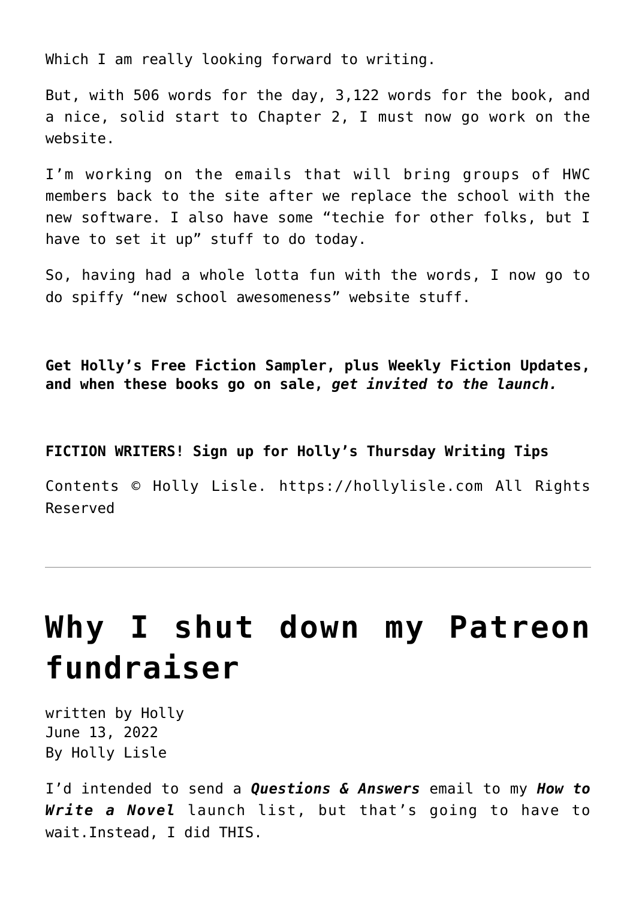Which I am really looking forward to writing.

But, with 506 words for the day, 3,122 words for the book, and a nice, solid start to Chapter 2, I must now go work on the website.

I'm working on the emails that will bring groups of HWC members back to the site after we replace the school with the new software. I also have some "techie for other folks, but I have to set it up" stuff to do today.

So, having had a whole lotta fun with the words, I now go to do spiffy "new school awesomeness" website stuff.

**Get Holly's Free Fiction Sampler, plus Weekly Fiction Updates, and when these books go on sale, *get invited to the launch.***

**FICTION WRITERS! Sign up for Holly's Thursday Writing Tips**

Contents © Holly Lisle. https://hollylisle.com All Rights Reserved

---

# Why I shut down my Patreon fundraiser

written by Holly
June 13, 2022
By Holly Lisle

I'd intended to send a ***Questions & Answers*** email to my ***How to Write a Novel*** launch list, but that's going to have to wait.Instead, I did THIS.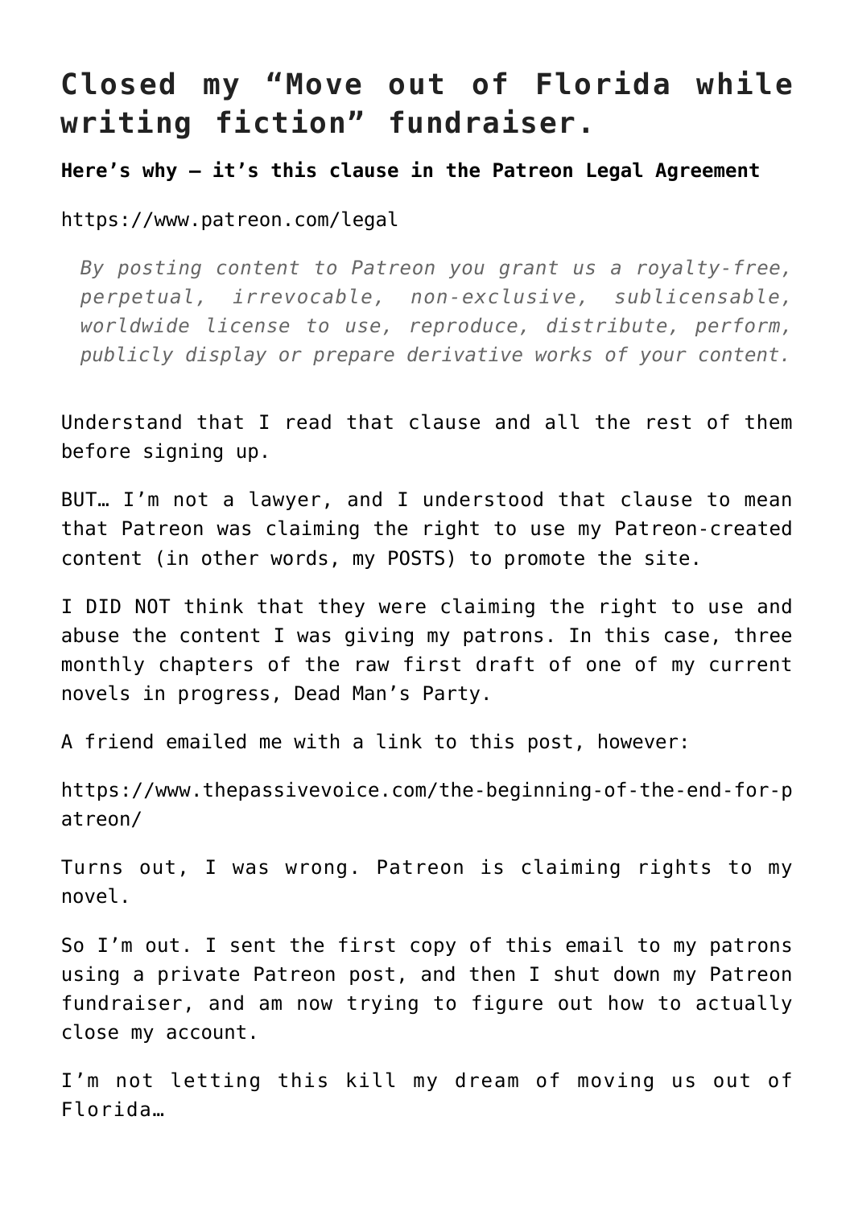# Closed my "Move out of Florida while writing fiction" fundraiser.

**Here's why — it's this clause in the Patreon Legal Agreement**

https://www.patreon.com/legal

> *By posting content to Patreon you grant us a royalty-free, perpetual, irrevocable, non-exclusive, sublicensable, worldwide license to use, reproduce, distribute, perform, publicly display or prepare derivative works of your content.*

Understand that I read that clause and all the rest of them before signing up.

BUT… I'm not a lawyer, and I understood that clause to mean that Patreon was claiming the right to use my Patreon-created content (in other words, my POSTS) to promote the site.

I DID NOT think that they were claiming the right to use and abuse the content I was giving my patrons. In this case, three monthly chapters of the raw first draft of one of my current novels in progress, Dead Man's Party.

A friend emailed me with a link to this post, however:

https://www.thepassivevoice.com/the-beginning-of-the-end-for-patreon/

Turns out, I was wrong. Patreon is claiming rights to my novel.

So I'm out. I sent the first copy of this email to my patrons using a private Patreon post, and then I shut down my Patreon fundraiser, and am now trying to figure out how to actually close my account.

I'm not letting this kill my dream of moving us out of Florida…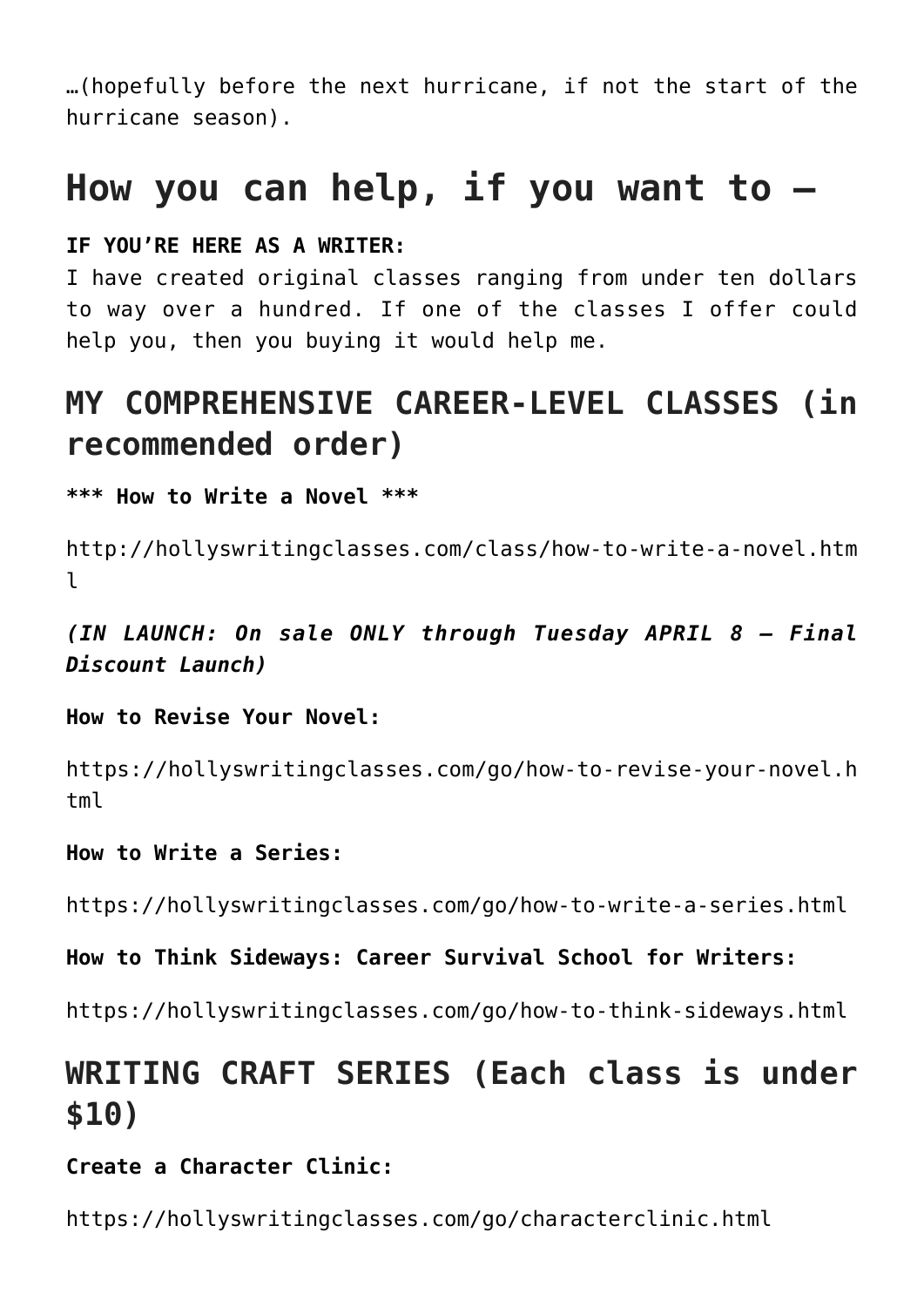…(hopefully before the next hurricane, if not the start of the hurricane season).

# How you can help, if you want to —

**IF YOU'RE HERE AS A WRITER:**
I have created original classes ranging from under ten dollars to way over a hundred. If one of the classes I offer could help you, then you buying it would help me.

## MY COMPREHENSIVE CAREER-LEVEL CLASSES (in recommended order)

**\*\*\* How to Write a Novel \*\*\***

http://hollyswritingclasses.com/class/how-to-write-a-novel.html

***(IN LAUNCH: On sale ONLY through Tuesday APRIL 8 — Final Discount Launch)***

**How to Revise Your Novel:**

https://hollyswritingclasses.com/go/how-to-revise-your-novel.html

**How to Write a Series:**

https://hollyswritingclasses.com/go/how-to-write-a-series.html

**How to Think Sideways: Career Survival School for Writers:**

https://hollyswritingclasses.com/go/how-to-think-sideways.html

## WRITING CRAFT SERIES (Each class is under $10)

**Create a Character Clinic:**

https://hollyswritingclasses.com/go/characterclinic.html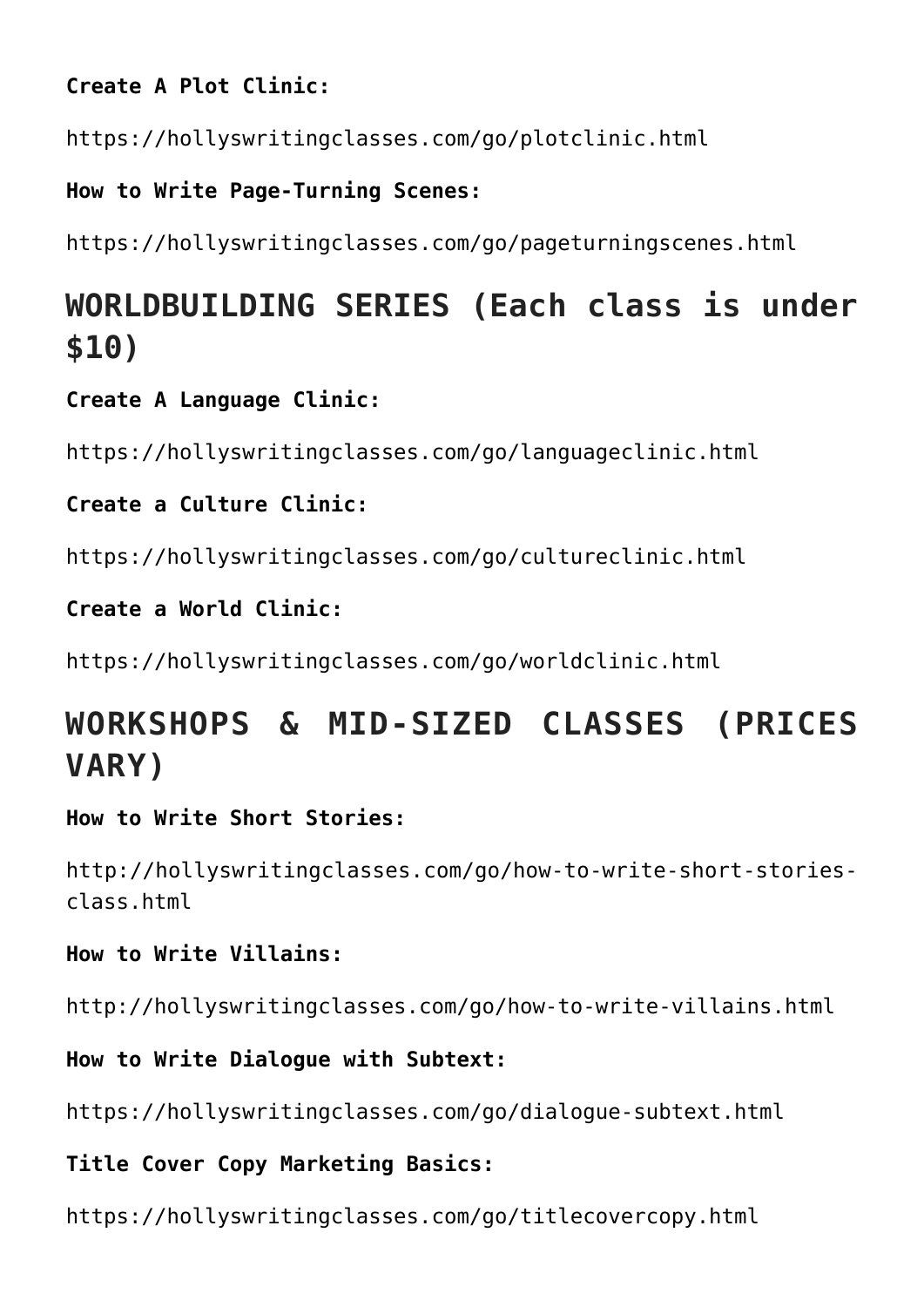**Create A Plot Clinic:**

https://hollyswritingclasses.com/go/plotclinic.html

**How to Write Page-Turning Scenes:**

https://hollyswritingclasses.com/go/pageturningscenes.html

## WORLDBUILDING SERIES (Each class is under $10)

**Create A Language Clinic:**

https://hollyswritingclasses.com/go/languageclinic.html

**Create a Culture Clinic:**

https://hollyswritingclasses.com/go/cultureclinic.html

**Create a World Clinic:**

https://hollyswritingclasses.com/go/worldclinic.html

## WORKSHOPS & MID-SIZED CLASSES (PRICES VARY)

**How to Write Short Stories:**

http://hollyswritingclasses.com/go/how-to-write-short-stories-class.html

**How to Write Villains:**

http://hollyswritingclasses.com/go/how-to-write-villains.html

**How to Write Dialogue with Subtext:**

https://hollyswritingclasses.com/go/dialogue-subtext.html

**Title Cover Copy Marketing Basics:**

https://hollyswritingclasses.com/go/titlecovercopy.html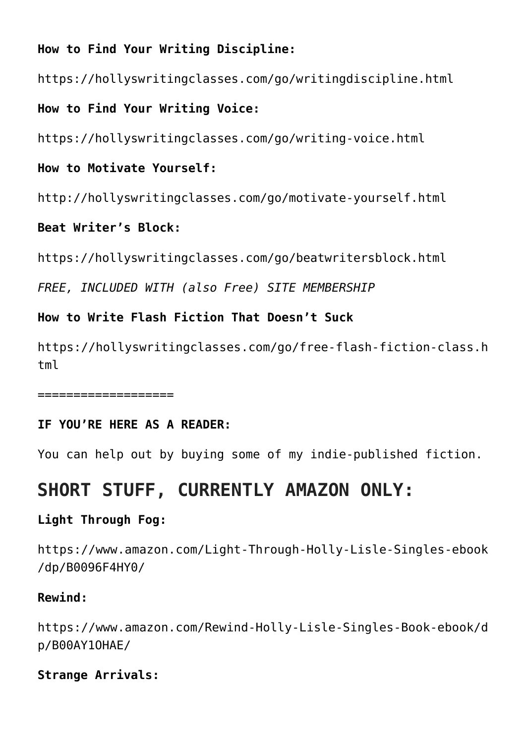**How to Find Your Writing Discipline:**

https://hollyswritingclasses.com/go/writingdiscipline.html

**How to Find Your Writing Voice:**

https://hollyswritingclasses.com/go/writing-voice.html

**How to Motivate Yourself:**

http://hollyswritingclasses.com/go/motivate-yourself.html

**Beat Writer's Block:**

https://hollyswritingclasses.com/go/beatwritersblock.html

*FREE, INCLUDED WITH (also Free) SITE MEMBERSHIP*

**How to Write Flash Fiction That Doesn't Suck**

https://hollyswritingclasses.com/go/free-flash-fiction-class.html

===================

**IF YOU'RE HERE AS A READER:**

You can help out by buying some of my indie-published fiction.

## SHORT STUFF, CURRENTLY AMAZON ONLY:

**Light Through Fog:**

https://www.amazon.com/Light-Through-Holly-Lisle-Singles-ebook/dp/B0096F4HY0/

**Rewind:**

https://www.amazon.com/Rewind-Holly-Lisle-Singles-Book-ebook/dp/B00AY1OHAE/

**Strange Arrivals:**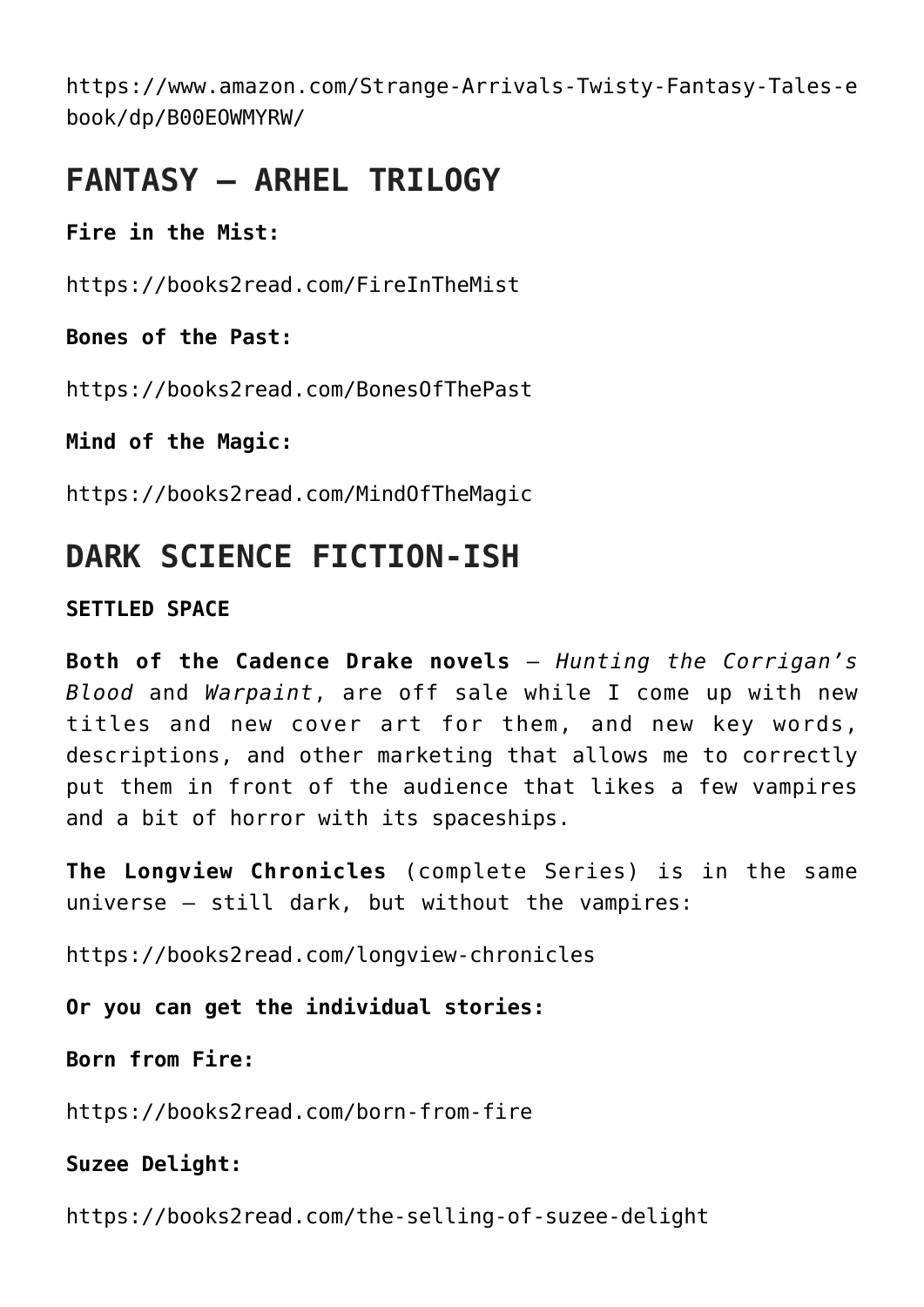https://www.amazon.com/Strange-Arrivals-Twisty-Fantasy-Tales-ebook/dp/B00EOWMYRW/

## FANTASY — ARHEL TRILOGY

**Fire in the Mist:**

https://books2read.com/FireInTheMist

**Bones of the Past:**

https://books2read.com/BonesOfThePast

**Mind of the Magic:**

https://books2read.com/MindOfTheMagic

## DARK SCIENCE FICTION-ISH

**SETTLED SPACE**

**Both of the Cadence Drake novels** — *Hunting the Corrigan's Blood* and *Warpaint*, are off sale while I come up with new titles and new cover art for them, and new key words, descriptions, and other marketing that allows me to correctly put them in front of the audience that likes a few vampires and a bit of horror with its spaceships.

**The Longview Chronicles** (complete Series) is in the same universe — still dark, but without the vampires:

https://books2read.com/longview-chronicles

**Or you can get the individual stories:**

**Born from Fire:**

https://books2read.com/born-from-fire

**Suzee Delight:**

https://books2read.com/the-selling-of-suzee-delight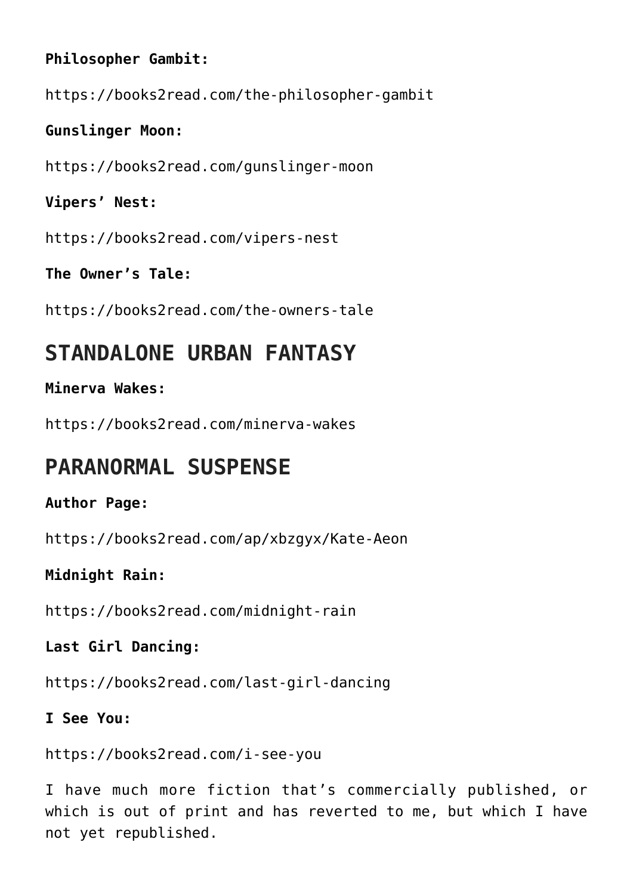**Philosopher Gambit:**

https://books2read.com/the-philosopher-gambit

**Gunslinger Moon:**

https://books2read.com/gunslinger-moon

**Vipers' Nest:**

https://books2read.com/vipers-nest

**The Owner's Tale:**

https://books2read.com/the-owners-tale

## STANDALONE URBAN FANTASY

**Minerva Wakes:**

https://books2read.com/minerva-wakes

## PARANORMAL SUSPENSE

**Author Page:**

https://books2read.com/ap/xbzgyx/Kate-Aeon

**Midnight Rain:**

https://books2read.com/midnight-rain

**Last Girl Dancing:**

https://books2read.com/last-girl-dancing

**I See You:**

https://books2read.com/i-see-you

I have much more fiction that's commercially published, or which is out of print and has reverted to me, but which I have not yet republished.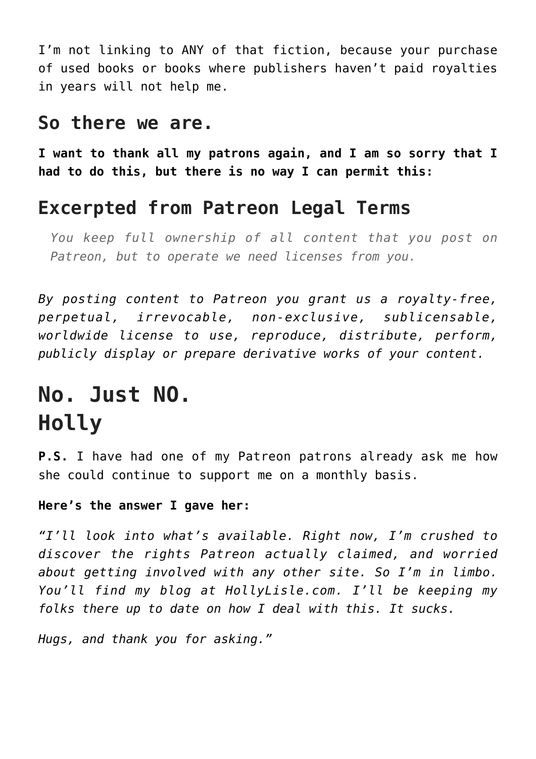I'm not linking to ANY of that fiction, because your purchase of used books or books where publishers haven't paid royalties in years will not help me.

## So there we are.

**I want to thank all my patrons again, and I am so sorry that I had to do this, but there is no way I can permit this:**

## Excerpted from Patreon Legal Terms

> *You keep full ownership of all content that you post on Patreon, but to operate we need licenses from you.*

*By posting content to Patreon you grant us a royalty-free, perpetual, irrevocable, non-exclusive, sublicensable, worldwide license to use, reproduce, distribute, perform, publicly display or prepare derivative works of your content.*

# No. Just NO.
# Holly

**P.S.** I have had one of my Patreon patrons already ask me how she could continue to support me on a monthly basis.

**Here's the answer I gave her:**

*"I'll look into what's available. Right now, I'm crushed to discover the rights Patreon actually claimed, and worried about getting involved with any other site. So I'm in limbo. You'll find my blog at HollyLisle.com. I'll be keeping my folks there up to date on how I deal with this. It sucks.*

*Hugs, and thank you for asking."*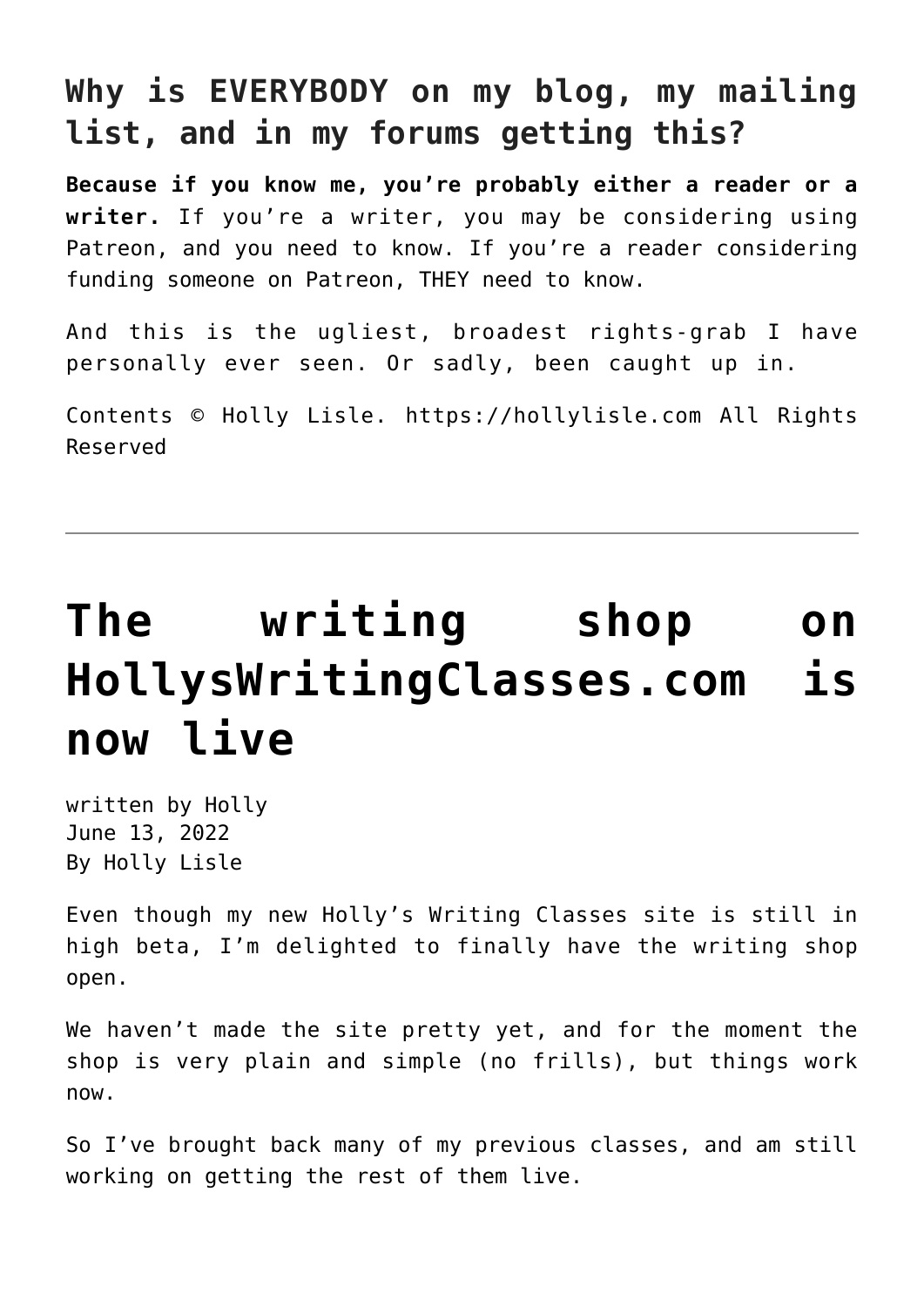### Why is EVERYBODY on my blog, my mailing list, and in my forums getting this?

**Because if you know me, you're probably either a reader or a writer.** If you're a writer, you may be considering using Patreon, and you need to know. If you're a reader considering funding someone on Patreon, THEY need to know.

And this is the ugliest, broadest rights-grab I have personally ever seen. Or sadly, been caught up in.

Contents © Holly Lisle. https://hollylisle.com All Rights Reserved

---

# The writing shop on HollysWritingClasses.com is now live

written by Holly
June 13, 2022
By Holly Lisle

Even though my new Holly's Writing Classes site is still in high beta, I'm delighted to finally have the writing shop open.

We haven't made the site pretty yet, and for the moment the shop is very plain and simple (no frills), but things work now.

So I've brought back many of my previous classes, and am still working on getting the rest of them live.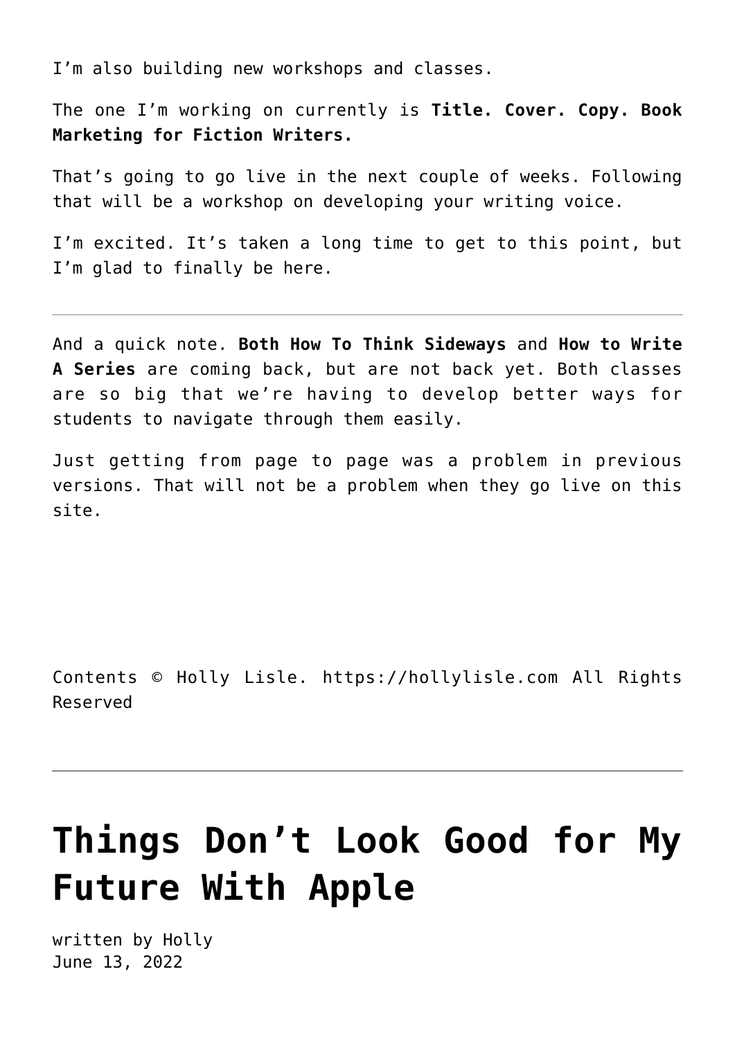I'm also building new workshops and classes.

The one I'm working on currently is **Title. Cover. Copy. Book Marketing for Fiction Writers.**

That's going to go live in the next couple of weeks. Following that will be a workshop on developing your writing voice.

I'm excited. It's taken a long time to get to this point, but I'm glad to finally be here.

---

And a quick note. **Both How To Think Sideways** and **How to Write A Series** are coming back, but are not back yet. Both classes are so big that we're having to develop better ways for students to navigate through them easily.

Just getting from page to page was a problem in previous versions. That will not be a problem when they go live on this site.

Contents © Holly Lisle. https://hollylisle.com All Rights Reserved

---

# Things Don't Look Good for My Future With Apple

written by Holly
June 13, 2022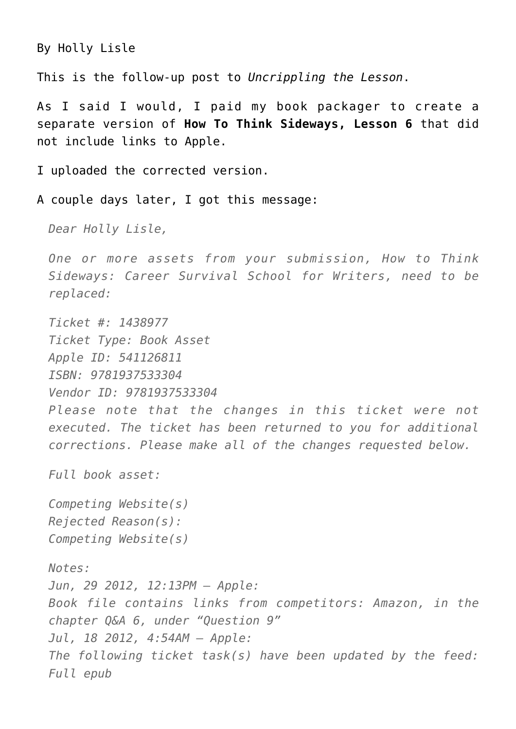By Holly Lisle

This is the follow-up post to *Uncrippling the Lesson*.

As I said I would, I paid my book packager to create a separate version of **How To Think Sideways, Lesson 6** that did not include links to Apple.

I uploaded the corrected version.

A couple days later, I got this message:

> *Dear Holly Lisle,*
>
> *One or more assets from your submission, How to Think Sideways: Career Survival School for Writers, need to be replaced:*
>
> *Ticket #: 1438977*
> *Ticket Type: Book Asset*
> *Apple ID: 541126811*
> *ISBN: 9781937533304*
> *Vendor ID: 9781937533304*
> *Please note that the changes in this ticket were not executed. The ticket has been returned to you for additional corrections. Please make all of the changes requested below.*
>
> *Full book asset:*
>
> *Competing Website(s)*
> *Rejected Reason(s):*
> *Competing Website(s)*
>
> *Notes:*
> *Jun, 29 2012, 12:13PM – Apple:*
> *Book file contains links from competitors: Amazon, in the chapter Q&A 6, under "Question 9"*
> *Jul, 18 2012, 4:54AM – Apple:*
> *The following ticket task(s) have been updated by the feed: Full epub*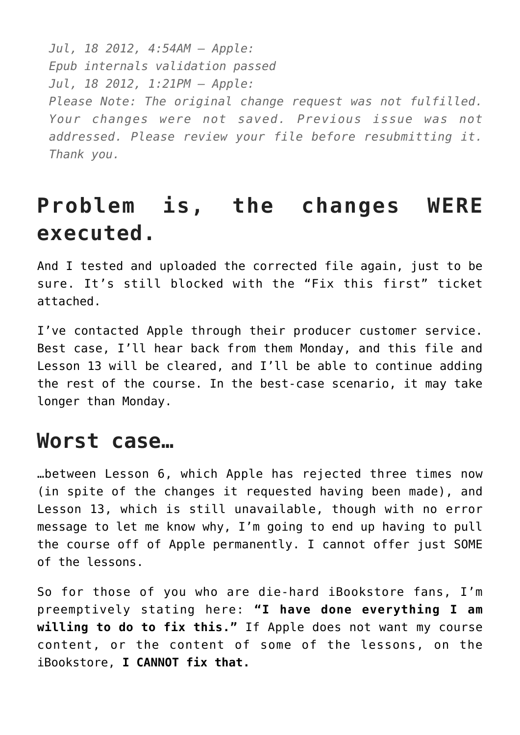*Jul, 18 2012, 4:54AM – Apple:*
*Epub internals validation passed*
*Jul, 18 2012, 1:21PM – Apple:*
*Please Note: The original change request was not fulfilled. Your changes were not saved. Previous issue was not addressed. Please review your file before resubmitting it. Thank you.*

# Problem is, the changes WERE executed.

And I tested and uploaded the corrected file again, just to be sure. It's still blocked with the "Fix this first" ticket attached.

I've contacted Apple through their producer customer service. Best case, I'll hear back from them Monday, and this file and Lesson 13 will be cleared, and I'll be able to continue adding the rest of the course. In the best-case scenario, it may take longer than Monday.

## Worst case…

…between Lesson 6, which Apple has rejected three times now (in spite of the changes it requested having been made), and Lesson 13, which is still unavailable, though with no error message to let me know why, I'm going to end up having to pull the course off of Apple permanently. I cannot offer just SOME of the lessons.

So for those of you who are die-hard iBookstore fans, I'm preemptively stating here: **"I have done everything I am willing to do to fix this."** If Apple does not want my course content, or the content of some of the lessons, on the iBookstore, **I CANNOT fix that.**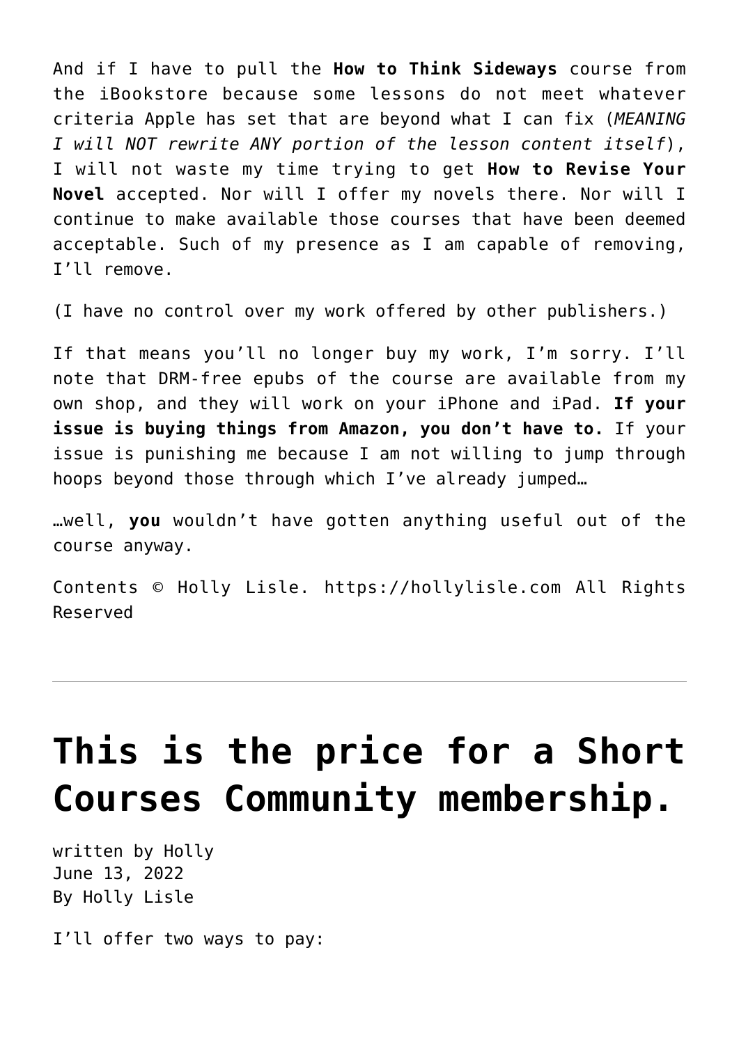And if I have to pull the **How to Think Sideways** course from the iBookstore because some lessons do not meet whatever criteria Apple has set that are beyond what I can fix (*MEANING I will NOT rewrite ANY portion of the lesson content itself*), I will not waste my time trying to get **How to Revise Your Novel** accepted. Nor will I offer my novels there. Nor will I continue to make available those courses that have been deemed acceptable. Such of my presence as I am capable of removing, I'll remove.

(I have no control over my work offered by other publishers.)

If that means you'll no longer buy my work, I'm sorry. I'll note that DRM-free epubs of the course are available from my own shop, and they will work on your iPhone and iPad. **If your issue is buying things from Amazon, you don't have to.** If your issue is punishing me because I am not willing to jump through hoops beyond those through which I've already jumped…

…well, **you** wouldn't have gotten anything useful out of the course anyway.

Contents © Holly Lisle. https://hollylisle.com All Rights Reserved

---

# This is the price for a Short Courses Community membership.

written by Holly
June 13, 2022
By Holly Lisle

I'll offer two ways to pay: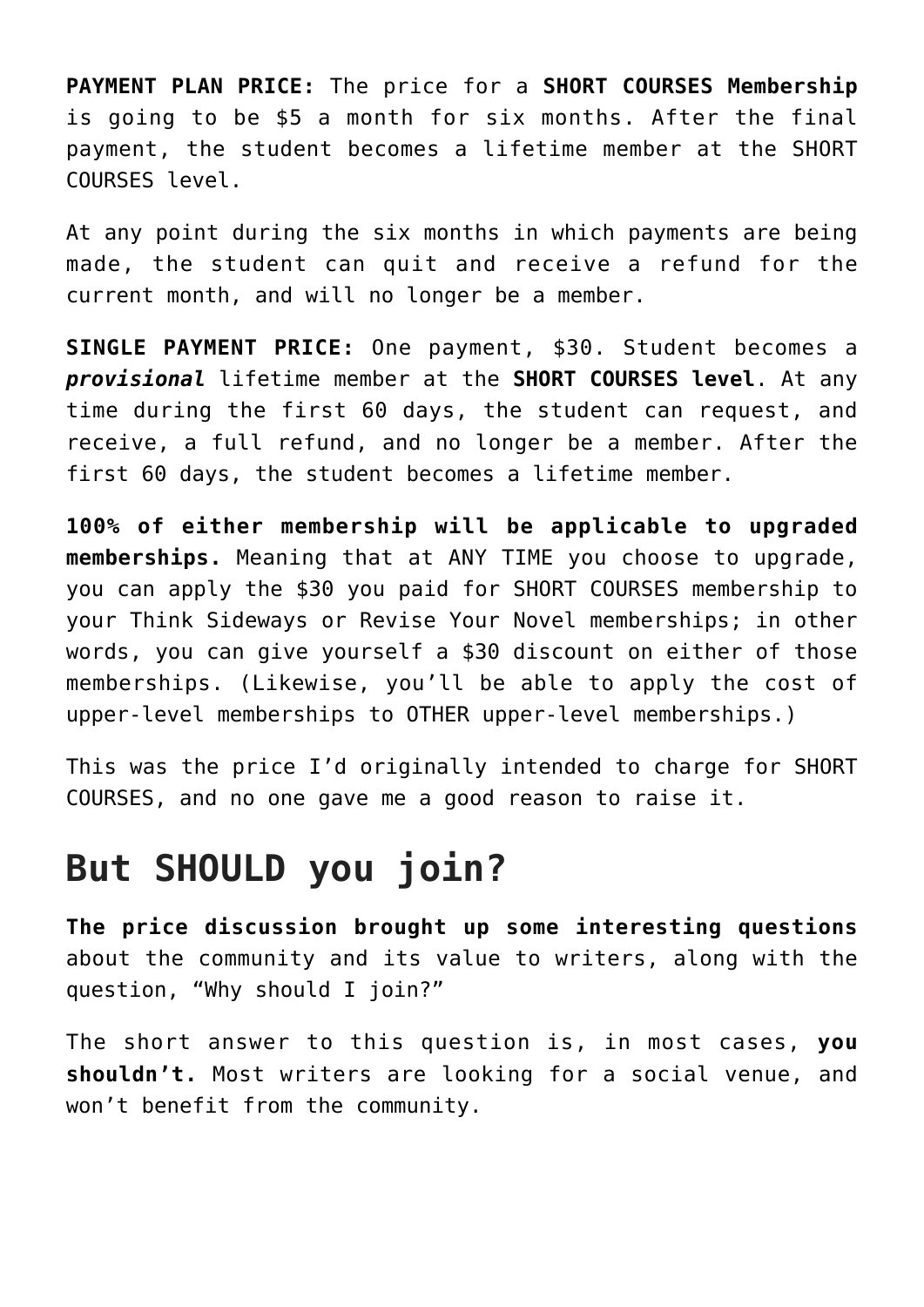**PAYMENT PLAN PRICE:** The price for a **SHORT COURSES Membership** is going to be $5 a month for six months. After the final payment, the student becomes a lifetime member at the SHORT COURSES level.

At any point during the six months in which payments are being made, the student can quit and receive a refund for the current month, and will no longer be a member.

**SINGLE PAYMENT PRICE:** One payment, $30. Student becomes a ***provisional*** lifetime member at the **SHORT COURSES level**. At any time during the first 60 days, the student can request, and receive, a full refund, and no longer be a member. After the first 60 days, the student becomes a lifetime member.

**100% of either membership will be applicable to upgraded memberships.** Meaning that at ANY TIME you choose to upgrade, you can apply the $30 you paid for SHORT COURSES membership to your Think Sideways or Revise Your Novel memberships; in other words, you can give yourself a $30 discount on either of those memberships. (Likewise, you'll be able to apply the cost of upper-level memberships to OTHER upper-level memberships.)

This was the price I'd originally intended to charge for SHORT COURSES, and no one gave me a good reason to raise it.

## But SHOULD you join?

**The price discussion brought up some interesting questions** about the community and its value to writers, along with the question, "Why should I join?"

The short answer to this question is, in most cases, **you shouldn't.** Most writers are looking for a social venue, and won't benefit from the community.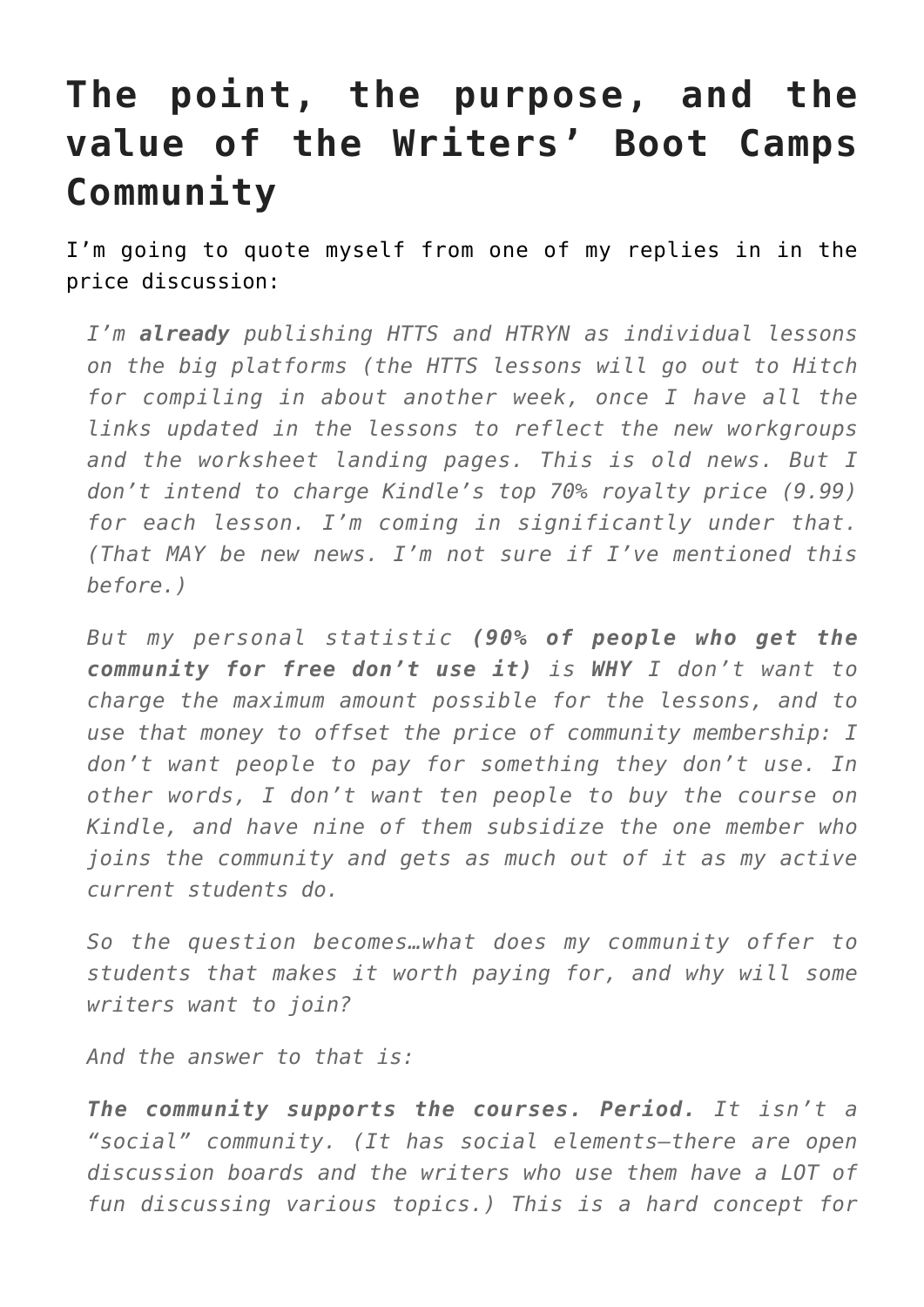# The point, the purpose, and the value of the Writers' Boot Camps Community

I'm going to quote myself from one of my replies in in the price discussion:

> *I'm **already** publishing HTTS and HTRYN as individual lessons on the big platforms (the HTTS lessons will go out to Hitch for compiling in about another week, once I have all the links updated in the lessons to reflect the new workgroups and the worksheet landing pages. This is old news. But I don't intend to charge Kindle's top 70% royalty price (9.99) for each lesson. I'm coming in significantly under that. (That MAY be new news. I'm not sure if I've mentioned this before.)*
>
> *But my personal statistic **(90% of people who get the community for free don't use it)** is **WHY** I don't want to charge the maximum amount possible for the lessons, and to use that money to offset the price of community membership: I don't want people to pay for something they don't use. In other words, I don't want ten people to buy the course on Kindle, and have nine of them subsidize the one member who joins the community and gets as much out of it as my active current students do.*
>
> *So the question becomes…what does my community offer to students that makes it worth paying for, and why will some writers want to join?*
>
> *And the answer to that is:*
>
> ***The community supports the courses. Period.** It isn't a "social" community. (It has social elements—there are open discussion boards and the writers who use them have a LOT of fun discussing various topics.) This is a hard concept for*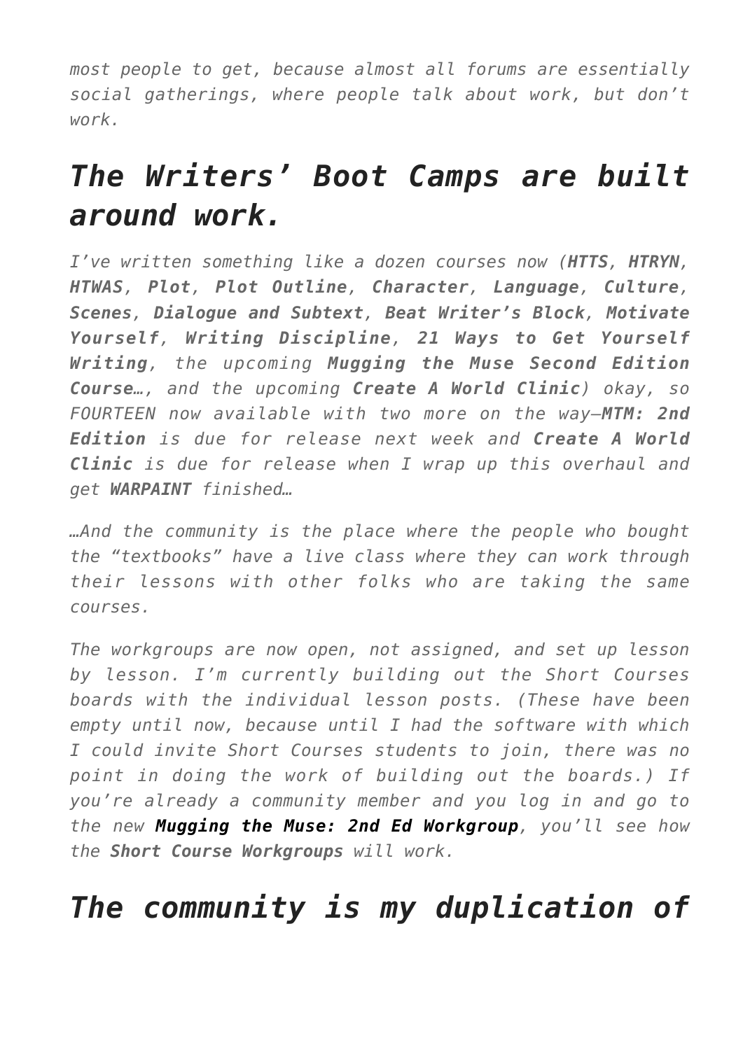*most people to get, because almost all forums are essentially social gatherings, where people talk about work, but don't work.*

## *The Writers' Boot Camps are built around work.*

*I've written something like a dozen courses now (**HTTS**, **HTRYN**, **HTWAS**, **Plot**, **Plot Outline**, **Character**, **Language**, **Culture**, **Scenes**, **Dialogue and Subtext**, **Beat Writer's Block**, **Motivate Yourself**, **Writing Discipline**, **21 Ways to Get Yourself Writing**, the upcoming **Mugging the Muse Second Edition Course…**, and the upcoming **Create A World Clinic**) okay, so FOURTEEN now available with two more on the way—**MTM: 2nd Edition** is due for release next week and **Create A World Clinic** is due for release when I wrap up this overhaul and get **WARPAINT** finished…*

*…And the community is the place where the people who bought the "textbooks" have a live class where they can work through their lessons with other folks who are taking the same courses.*

*The workgroups are now open, not assigned, and set up lesson by lesson. I'm currently building out the Short Courses boards with the individual lesson posts. (These have been empty until now, because until I had the software with which I could invite Short Courses students to join, there was no point in doing the work of building out the boards.) If you're already a community member and you log in and go to the new **Mugging the Muse: 2nd Ed Workgroup**, you'll see how the **Short Course Workgroups** will work.*

## *The community is my duplication of*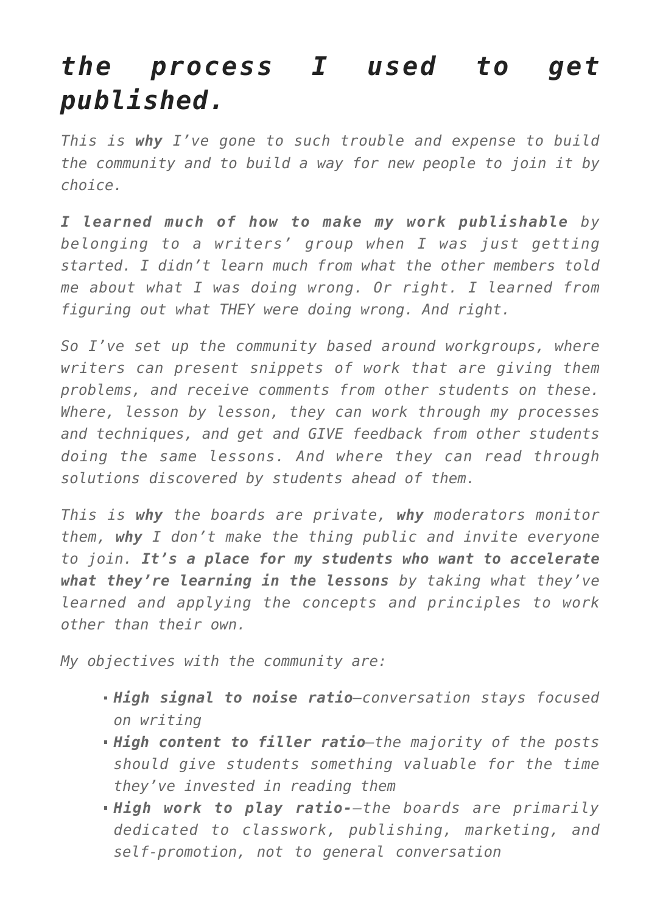# *the process I used to get published.*

*This is **why** I've gone to such trouble and expense to build the community and to build a way for new people to join it by choice.*

***I learned much of how to make my work publishable** by belonging to a writers' group when I was just getting started. I didn't learn much from what the other members told me about what I was doing wrong. Or right. I learned from figuring out what THEY were doing wrong. And right.*

*So I've set up the community based around workgroups, where writers can present snippets of work that are giving them problems, and receive comments from other students on these. Where, lesson by lesson, they can work through my processes and techniques, and get and GIVE feedback from other students doing the same lessons. And where they can read through solutions discovered by students ahead of them.*

*This is **why** the boards are private, **why** moderators monitor them, **why** I don't make the thing public and invite everyone to join. **It's a place for my students who want to accelerate what they're learning in the lessons** by taking what they've learned and applying the concepts and principles to work other than their own.*

*My objectives with the community are:*

- ***High signal to noise ratio**—conversation stays focused on writing*
- ***High content to filler ratio**—the majority of the posts should give students something valuable for the time they've invested in reading them*
- ***High work to play ratio-**—the boards are primarily dedicated to classwork, publishing, marketing, and self-promotion, not to general conversation*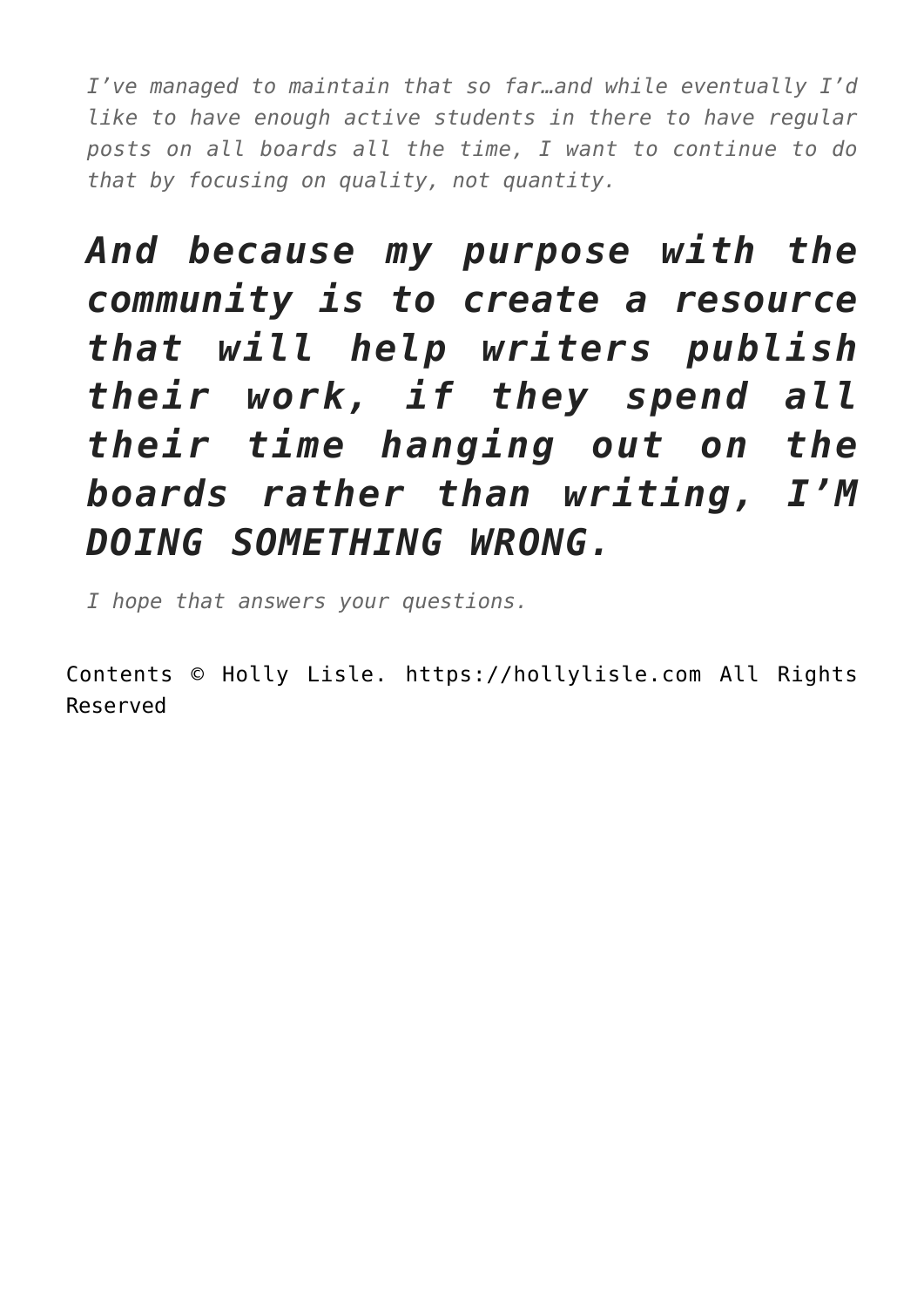*I've managed to maintain that so far…and while eventually I'd like to have enough active students in there to have regular posts on all boards all the time, I want to continue to do that by focusing on quality, not quantity.*

## *And because my purpose with the community is to create a resource that will help writers publish their work, if they spend all their time hanging out on the boards rather than writing, I'M DOING SOMETHING WRONG.*

*I hope that answers your questions.*

Contents © Holly Lisle. https://hollylisle.com All Rights Reserved